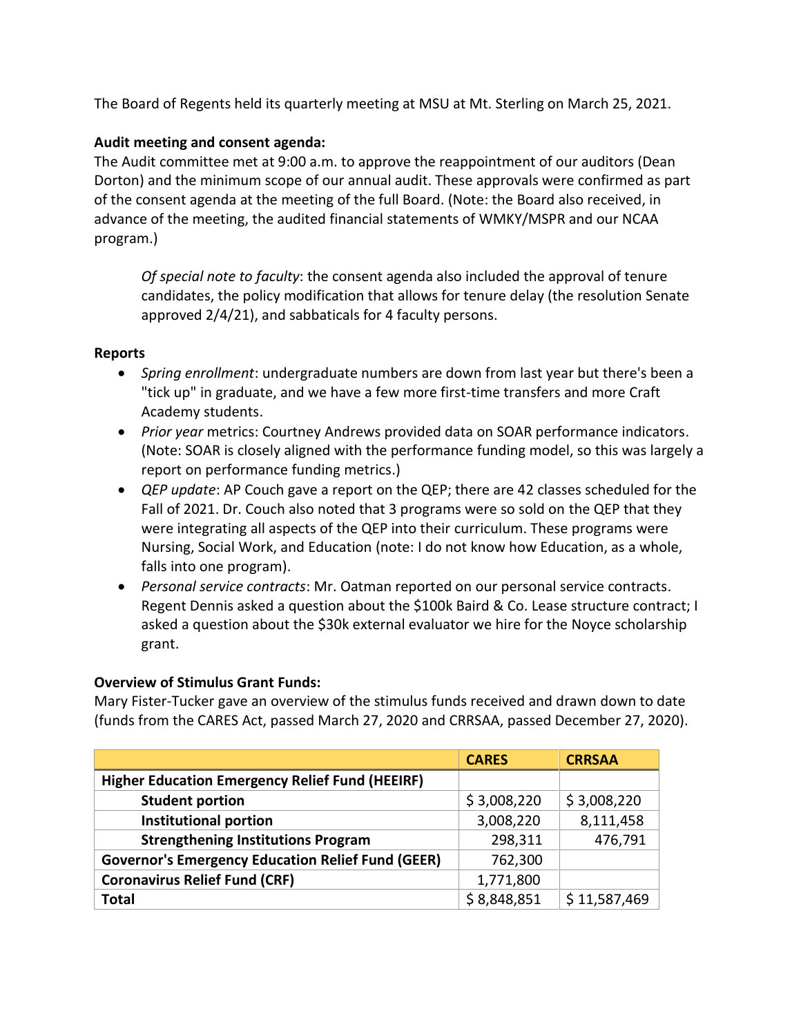The Board of Regents held its quarterly meeting at MSU at Mt. Sterling on March 25, 2021.

**Audit meeting and consent agenda:**

The Audit committee met at 9:00 a.m. to approve the reappointment of our auditors (Dean Dorton) and the minimum scope of our annual audit. These approvals were confirmed as part of the consent agenda at the meeting of the full Board. (Note: the Board also received, in advance of the meeting, the audited financial statements of WMKY/MSPR and our NCAA program.)

> *Of special note to faculty*: the consent agenda also included the approval of tenure candidates, the policy modification that allows for tenure delay (the resolution Senate approved 2/4/21), and sabbaticals for 4 faculty persons.

**Reports**

- *Spring enrollment*: undergraduate numbers are down from last year but there's been a "tick up" in graduate, and we have a few more first-time transfers and more Craft Academy students.
- *Prior year* metrics: Courtney Andrews provided data on SOAR performance indicators. (Note: SOAR is closely aligned with the performance funding model, so this was largely a report on performance funding metrics.)
- *QEP update*: AP Couch gave a report on the QEP; there are 42 classes scheduled for the Fall of 2021. Dr. Couch also noted that 3 programs were so sold on the QEP that they were integrating all aspects of the QEP into their curriculum. These programs were Nursing, Social Work, and Education (note: I do not know how Education, as a whole, falls into one program).
- *Personal service contracts*: Mr. Oatman reported on our personal service contracts. Regent Dennis asked a question about the $100k Baird & Co. Lease structure contract; I asked a question about the $30k external evaluator we hire for the Noyce scholarship grant.

**Overview of Stimulus Grant Funds:**

Mary Fister-Tucker gave an overview of the stimulus funds received and drawn down to date (funds from the CARES Act, passed March 27, 2020 and CRRSAA, passed December 27, 2020).

| | CARES | CRRSAA |
|---|---|---|
| **Higher Education Emergency Relief Fund (HEEIRF)** | | |
| **Student portion** | $ 3,008,220 | $ 3,008,220 |
| **Institutional portion** | 3,008,220 | 8,111,458 |
| **Strengthening Institutions Program** | 298,311 | 476,791 |
| **Governor's Emergency Education Relief Fund (GEER)** | 762,300 | |
| **Coronavirus Relief Fund (CRF)** | 1,771,800 | |
| **Total** | $ 8,848,851 | $ 11,587,469 |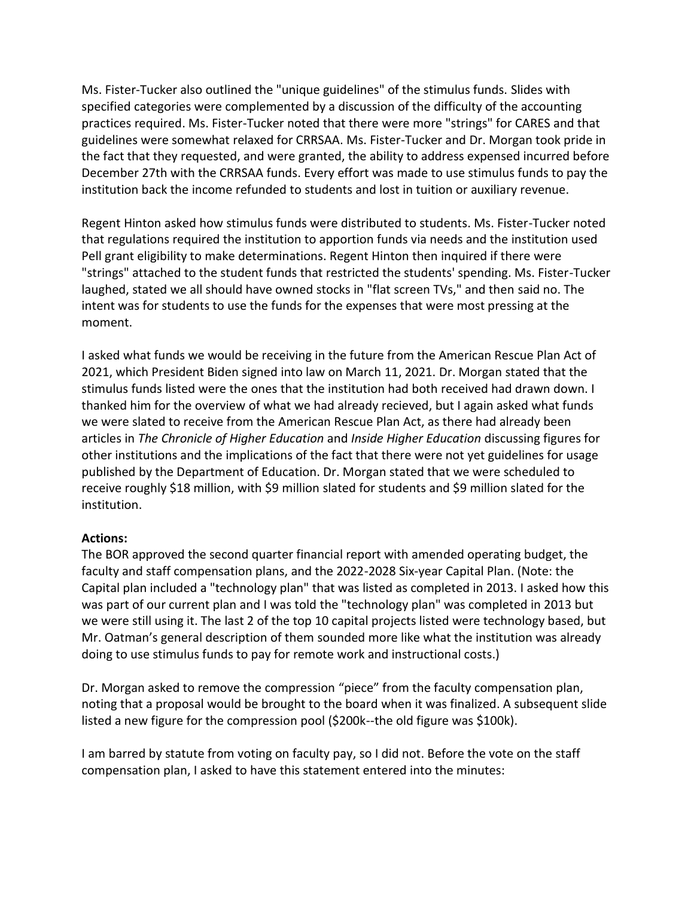Ms. Fister-Tucker also outlined the "unique guidelines" of the stimulus funds. Slides with specified categories were complemented by a discussion of the difficulty of the accounting practices required. Ms. Fister-Tucker noted that there were more "strings" for CARES and that guidelines were somewhat relaxed for CRRSAA. Ms. Fister-Tucker and Dr. Morgan took pride in the fact that they requested, and were granted, the ability to address expensed incurred before December 27th with the CRRSAA funds. Every effort was made to use stimulus funds to pay the institution back the income refunded to students and lost in tuition or auxiliary revenue.

Regent Hinton asked how stimulus funds were distributed to students. Ms. Fister-Tucker noted that regulations required the institution to apportion funds via needs and the institution used Pell grant eligibility to make determinations. Regent Hinton then inquired if there were "strings" attached to the student funds that restricted the students' spending. Ms. Fister-Tucker laughed, stated we all should have owned stocks in "flat screen TVs," and then said no. The intent was for students to use the funds for the expenses that were most pressing at the moment.

I asked what funds we would be receiving in the future from the American Rescue Plan Act of 2021, which President Biden signed into law on March 11, 2021. Dr. Morgan stated that the stimulus funds listed were the ones that the institution had both received had drawn down. I thanked him for the overview of what we had already recieved, but I again asked what funds we were slated to receive from the American Rescue Plan Act, as there had already been articles in *The Chronicle of Higher Education* and *Inside Higher Education* discussing figures for other institutions and the implications of the fact that there were not yet guidelines for usage published by the Department of Education. Dr. Morgan stated that we were scheduled to receive roughly $18 million, with $9 million slated for students and $9 million slated for the institution.

**Actions:**
The BOR approved the second quarter financial report with amended operating budget, the faculty and staff compensation plans, and the 2022-2028 Six-year Capital Plan. (Note: the Capital plan included a "technology plan" that was listed as completed in 2013. I asked how this was part of our current plan and I was told the "technology plan" was completed in 2013 but we were still using it. The last 2 of the top 10 capital projects listed were technology based, but Mr. Oatman's general description of them sounded more like what the institution was already doing to use stimulus funds to pay for remote work and instructional costs.)

Dr. Morgan asked to remove the compression "piece" from the faculty compensation plan, noting that a proposal would be brought to the board when it was finalized. A subsequent slide listed a new figure for the compression pool ($200k--the old figure was $100k).

I am barred by statute from voting on faculty pay, so I did not. Before the vote on the staff compensation plan, I asked to have this statement entered into the minutes: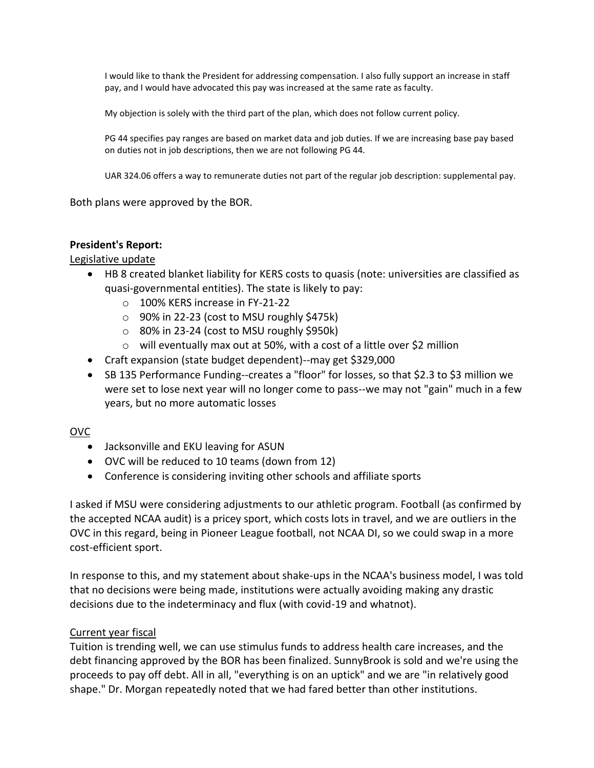> I would like to thank the President for addressing compensation. I also fully support an increase in staff pay, and I would have advocated this pay was increased at the same rate as faculty.
>
> My objection is solely with the third part of the plan, which does not follow current policy.
>
> PG 44 specifies pay ranges are based on market data and job duties. If we are increasing base pay based on duties not in job descriptions, then we are not following PG 44.
>
> UAR 324.06 offers a way to remunerate duties not part of the regular job description: supplemental pay.

Both plans were approved by the BOR.

**President's Report:**

Legislative update

- HB 8 created blanket liability for KERS costs to quasis (note: universities are classified as quasi-governmental entities). The state is likely to pay:
  - 100% KERS increase in FY-21-22
  - 90% in 22-23 (cost to MSU roughly $475k)
  - 80% in 23-24 (cost to MSU roughly $950k)
  - will eventually max out at 50%, with a cost of a little over $2 million
- Craft expansion (state budget dependent)--may get $329,000
- SB 135 Performance Funding--creates a "floor" for losses, so that $2.3 to $3 million we were set to lose next year will no longer come to pass--we may not "gain" much in a few years, but no more automatic losses

OVC

- Jacksonville and EKU leaving for ASUN
- OVC will be reduced to 10 teams (down from 12)
- Conference is considering inviting other schools and affiliate sports

I asked if MSU were considering adjustments to our athletic program. Football (as confirmed by the accepted NCAA audit) is a pricey sport, which costs lots in travel, and we are outliers in the OVC in this regard, being in Pioneer League football, not NCAA DI, so we could swap in a more cost-efficient sport.

In response to this, and my statement about shake-ups in the NCAA's business model, I was told that no decisions were being made, institutions were actually avoiding making any drastic decisions due to the indeterminacy and flux (with covid-19 and whatnot).

Current year fiscal

Tuition is trending well, we can use stimulus funds to address health care increases, and the debt financing approved by the BOR has been finalized. SunnyBrook is sold and we're using the proceeds to pay off debt. All in all, "everything is on an uptick" and we are "in relatively good shape." Dr. Morgan repeatedly noted that we had fared better than other institutions.